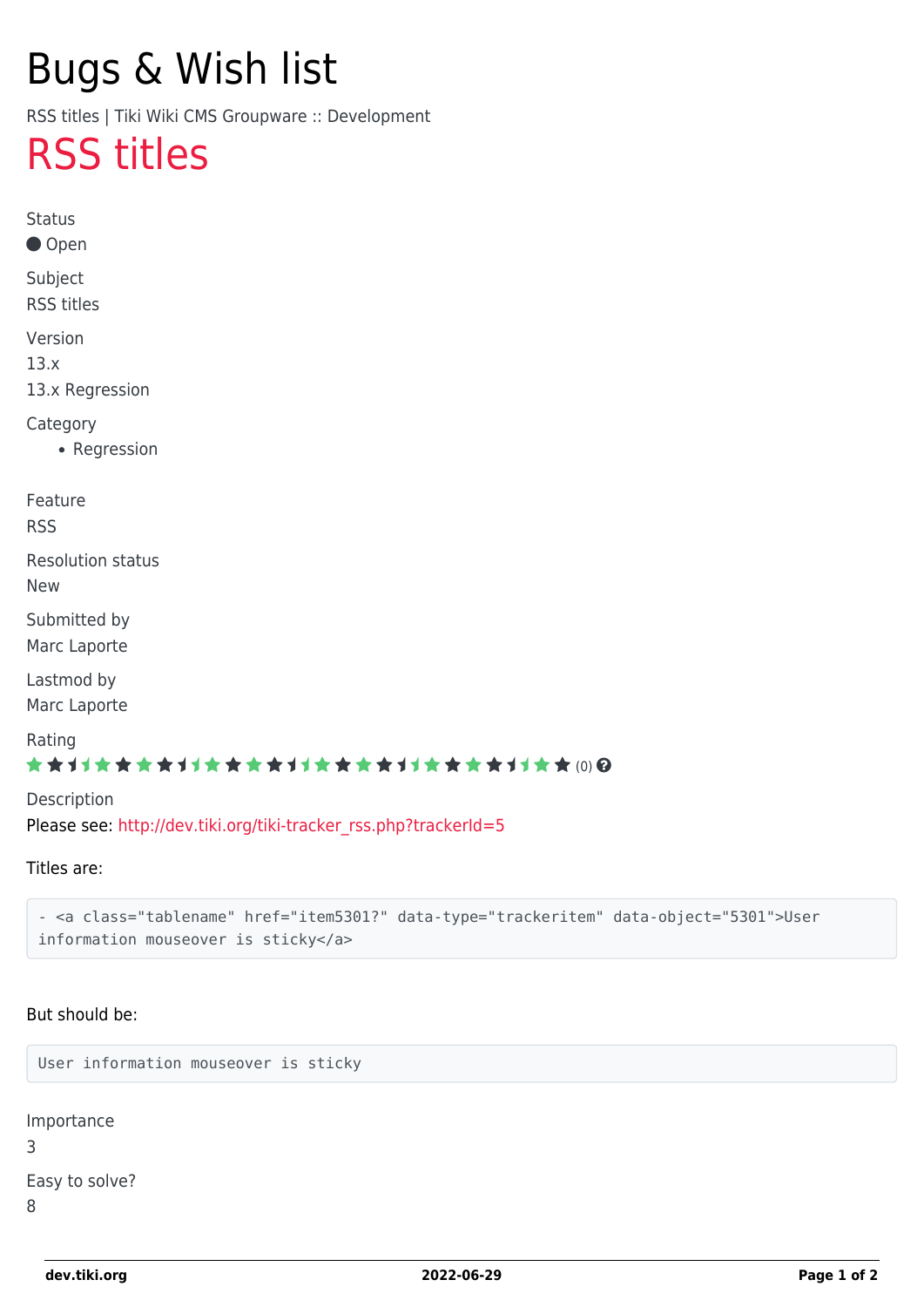# Bugs & Wish list

RSS titles | Tiki Wiki CMS Groupware :: Development

## RSS titles

Status

Open

Subject

RSS titles

Version

13.x

13.x Regression

Category

- Regression

Feature

RSS

Resolution status

New

Submitted by

Marc Laporte

Lastmod by

Marc Laporte

Rating

(0)

Description

Please see: http://dev.tiki.org/tiki-tracker_rss.php?trackerId=5

Titles are:

```
- <a class="tablename" href="item5301?" data-type="trackeritem" data-object="5301">User
information mouseover is sticky</a>
```

But should be:

```
User information mouseover is sticky
```

Importance

3

Easy to solve?

8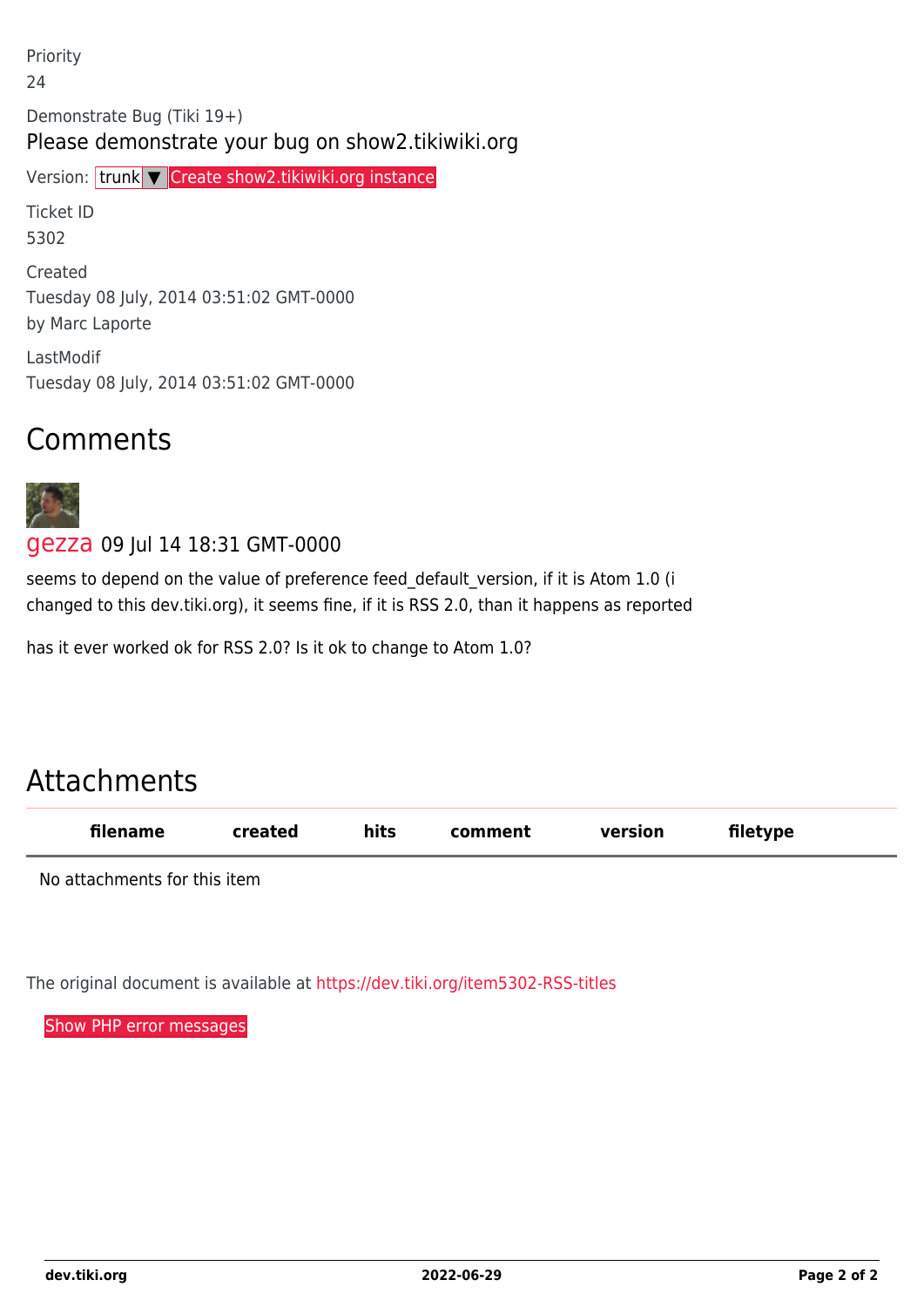Priority

24

Demonstrate Bug (Tiki 19+)

Please demonstrate your bug on show2.tikiwiki.org

Version: trunk ▼ Create show2.tikiwiki.org instance

Ticket ID

5302

Created

Tuesday 08 July, 2014 03:51:02 GMT-0000

by Marc Laporte

LastModif

Tuesday 08 July, 2014 03:51:02 GMT-0000

## Comments

gezza 09 Jul 14 18:31 GMT-0000

seems to depend on the value of preference feed_default_version, if it is Atom 1.0 (i changed to this dev.tiki.org), it seems fine, if it is RSS 2.0, than it happens as reported

has it ever worked ok for RSS 2.0? Is it ok to change to Atom 1.0?

## Attachments

| filename | created | hits | comment | version | filetype |
| --- | --- | --- | --- | --- | --- |
| No attachments for this item | | | | | |

The original document is available at https://dev.tiki.org/item5302-RSS-titles

Show PHP error messages